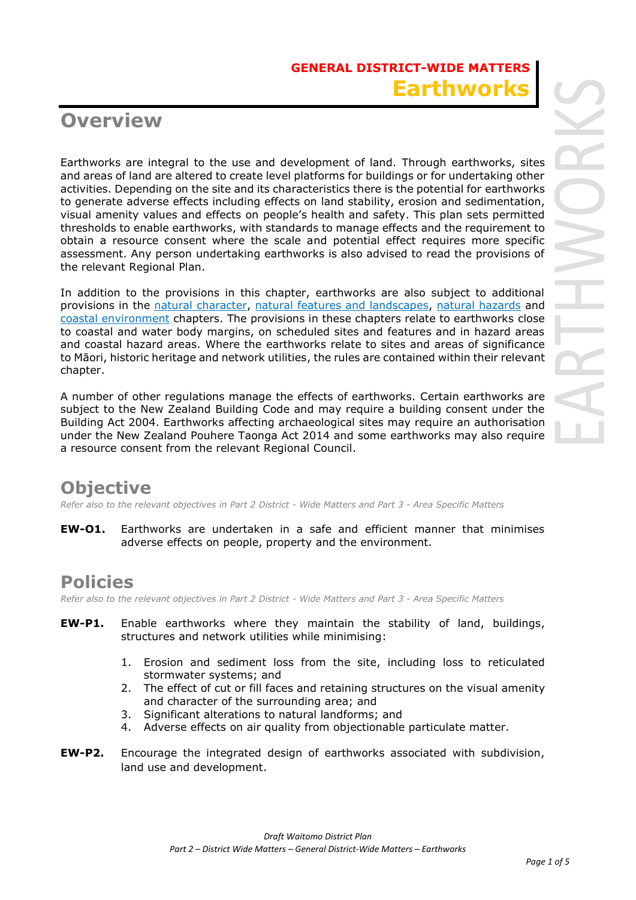GENERAL DISTRICT-WIDE MATTERS

# Earthworks

## Overview

Earthworks are integral to the use and development of land. Through earthworks, sites and areas of land are altered to create level platforms for buildings or for undertaking other activities. Depending on the site and its characteristics there is the potential for earthworks to generate adverse effects including effects on land stability, erosion and sedimentation, visual amenity values and effects on people's health and safety. This plan sets permitted thresholds to enable earthworks, with standards to manage effects and the requirement to obtain a resource consent where the scale and potential effect requires more specific assessment. Any person undertaking earthworks is also advised to read the provisions of the relevant Regional Plan.

In addition to the provisions in this chapter, earthworks are also subject to additional provisions in the natural character, natural features and landscapes, natural hazards and coastal environment chapters. The provisions in these chapters relate to earthworks close to coastal and water body margins, on scheduled sites and features and in hazard areas and coastal hazard areas. Where the earthworks relate to sites and areas of significance to Māori, historic heritage and network utilities, the rules are contained within their relevant chapter.

A number of other regulations manage the effects of earthworks. Certain earthworks are subject to the New Zealand Building Code and may require a building consent under the Building Act 2004. Earthworks affecting archaeological sites may require an authorisation under the New Zealand Pouhere Taonga Act 2014 and some earthworks may also require a resource consent from the relevant Regional Council.

## Objective

*Refer also to the relevant objectives in Part 2 District - Wide Matters and Part 3 - Area Specific Matters*

**EW-O1.** Earthworks are undertaken in a safe and efficient manner that minimises adverse effects on people, property and the environment.

## Policies

*Refer also to the relevant objectives in Part 2 District - Wide Matters and Part 3 - Area Specific Matters*

**EW-P1.** Enable earthworks where they maintain the stability of land, buildings, structures and network utilities while minimising:

1. Erosion and sediment loss from the site, including loss to reticulated stormwater systems; and
2. The effect of cut or fill faces and retaining structures on the visual amenity and character of the surrounding area; and
3. Significant alterations to natural landforms; and
4. Adverse effects on air quality from objectionable particulate matter.

**EW-P2.** Encourage the integrated design of earthworks associated with subdivision, land use and development.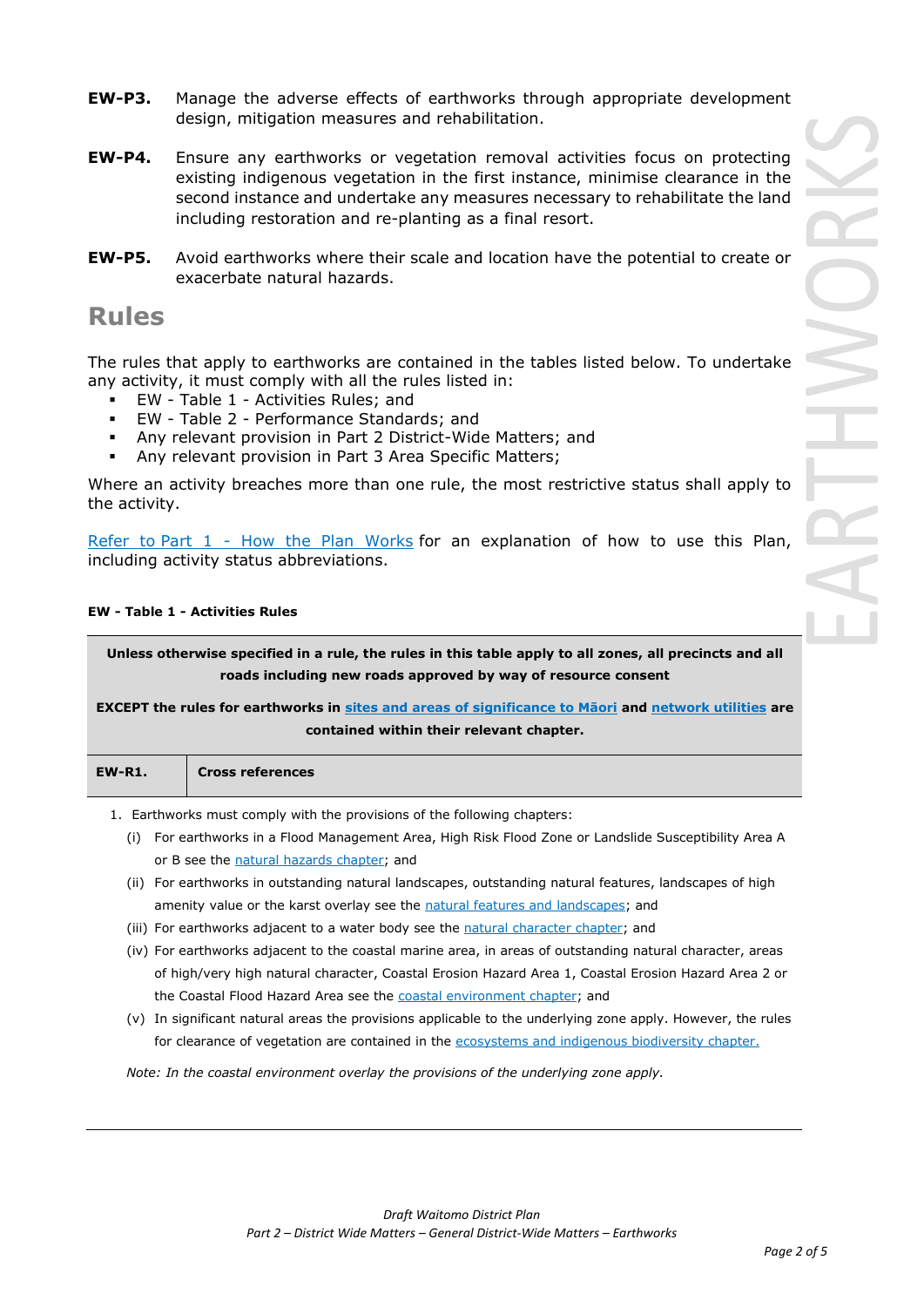**EW-P3.** Manage the adverse effects of earthworks through appropriate development design, mitigation measures and rehabilitation.

**EW-P4.** Ensure any earthworks or vegetation removal activities focus on protecting existing indigenous vegetation in the first instance, minimise clearance in the second instance and undertake any measures necessary to rehabilitate the land including restoration and re-planting as a final resort.

**EW-P5.** Avoid earthworks where their scale and location have the potential to create or exacerbate natural hazards.

## Rules

The rules that apply to earthworks are contained in the tables listed below. To undertake any activity, it must comply with all the rules listed in:

- EW - Table 1 - Activities Rules; and
- EW - Table 2 - Performance Standards; and
- Any relevant provision in Part 2 District-Wide Matters; and
- Any relevant provision in Part 3 Area Specific Matters;

Where an activity breaches more than one rule, the most restrictive status shall apply to the activity.

Refer to Part 1 - How the Plan Works for an explanation of how to use this Plan, including activity status abbreviations.

**EW - Table 1 - Activities Rules**

| **Unless otherwise specified in a rule, the rules in this table apply to all zones, all precincts and all roads including new roads approved by way of resource consent**<br><br>**EXCEPT the rules for earthworks in sites and areas of significance to Māori and network utilities are contained within their relevant chapter.** | |
|---|---|
| **EW-R1.** | **Cross references** |

1. Earthworks must comply with the provisions of the following chapters:
   (i) For earthworks in a Flood Management Area, High Risk Flood Zone or Landslide Susceptibility Area A or B see the natural hazards chapter; and
   (ii) For earthworks in outstanding natural landscapes, outstanding natural features, landscapes of high amenity value or the karst overlay see the natural features and landscapes; and
   (iii) For earthworks adjacent to a water body see the natural character chapter; and
   (iv) For earthworks adjacent to the coastal marine area, in areas of outstanding natural character, areas of high/very high natural character, Coastal Erosion Hazard Area 1, Coastal Erosion Hazard Area 2 or the Coastal Flood Hazard Area see the coastal environment chapter; and
   (v) In significant natural areas the provisions applicable to the underlying zone apply. However, the rules for clearance of vegetation are contained in the ecosystems and indigenous biodiversity chapter.

*Note: In the coastal environment overlay the provisions of the underlying zone apply.*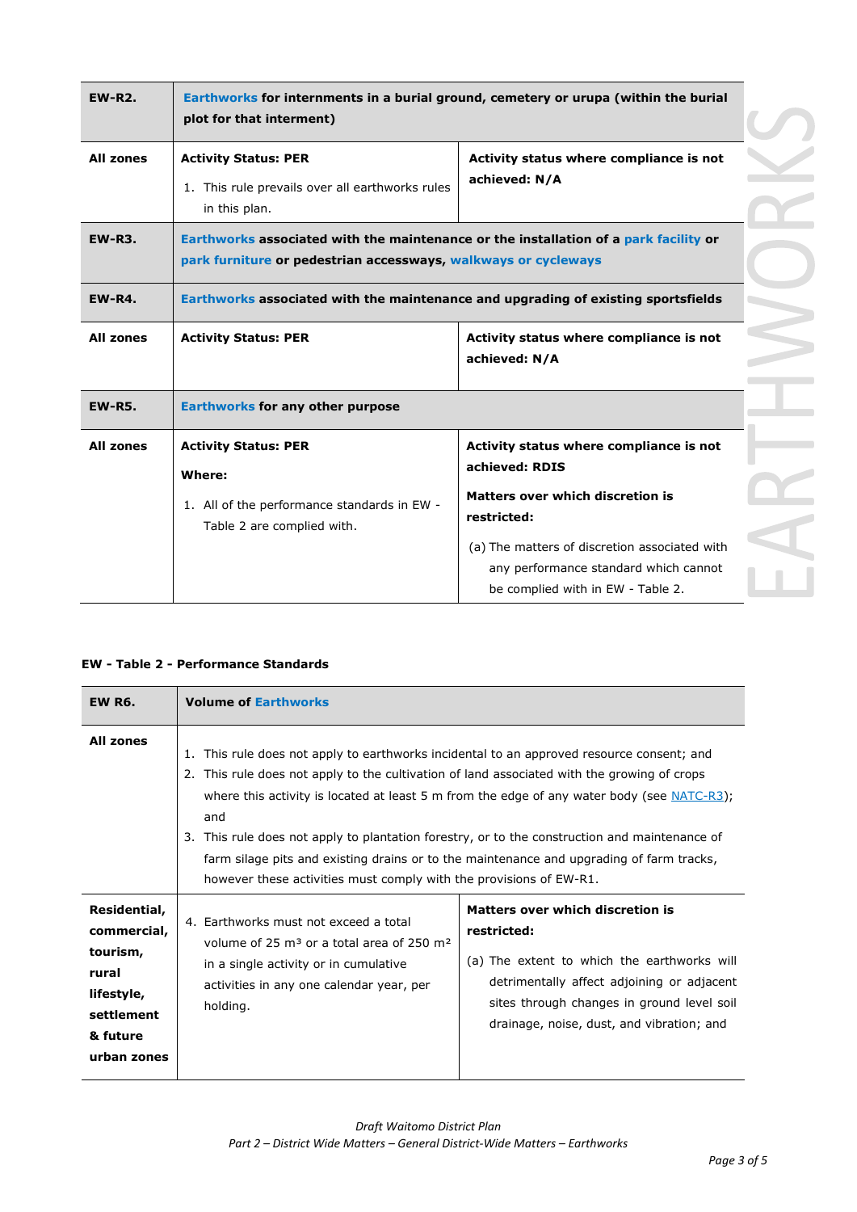| EW-R2. | **Earthworks for internments in a burial ground, cemetery or urupa (within the burial plot for that interment)** | |
|---|---|---|
| **All zones** | **Activity Status: PER**<br><br>1. This rule prevails over all earthworks rules in this plan. | **Activity status where compliance is not achieved: N/A** |
| **EW-R3.** | **Earthworks associated with the maintenance or the installation of a park facility or park furniture or pedestrian accessways, walkways or cycleways** | |
| **EW-R4.** | **Earthworks associated with the maintenance and upgrading of existing sportsfields** | |
| **All zones** | **Activity Status: PER** | **Activity status where compliance is not achieved: N/A** |
| **EW-R5.** | **Earthworks for any other purpose** | |
| **All zones** | **Activity Status: PER**<br><br>**Where:**<br><br>1. All of the performance standards in EW - Table 2 are complied with. | **Activity status where compliance is not achieved: RDIS**<br><br>**Matters over which discretion is restricted:**<br><br>(a) The matters of discretion associated with any performance standard which cannot be complied with in EW - Table 2. |

**EW - Table 2 - Performance Standards**

| EW R6. | **Volume of Earthworks** | |
|---|---|---|
| **All zones** | 1. This rule does not apply to earthworks incidental to an approved resource consent; and<br>2. This rule does not apply to the cultivation of land associated with the growing of crops where this activity is located at least 5 m from the edge of any water body (see NATC-R3); and<br>3. This rule does not apply to plantation forestry, or to the construction and maintenance of farm silage pits and existing drains or to the maintenance and upgrading of farm tracks, however these activities must comply with the provisions of EW-R1. | |
| **Residential, commercial, tourism, rural lifestyle, settlement & future urban zones** | 4. Earthworks must not exceed a total volume of 25 $m^3$ or a total area of 250 $m^2$ in a single activity or in cumulative activities in any one calendar year, per holding. | **Matters over which discretion is restricted:**<br><br>(a) The extent to which the earthworks will detrimentally affect adjoining or adjacent sites through changes in ground level soil drainage, noise, dust, and vibration; and |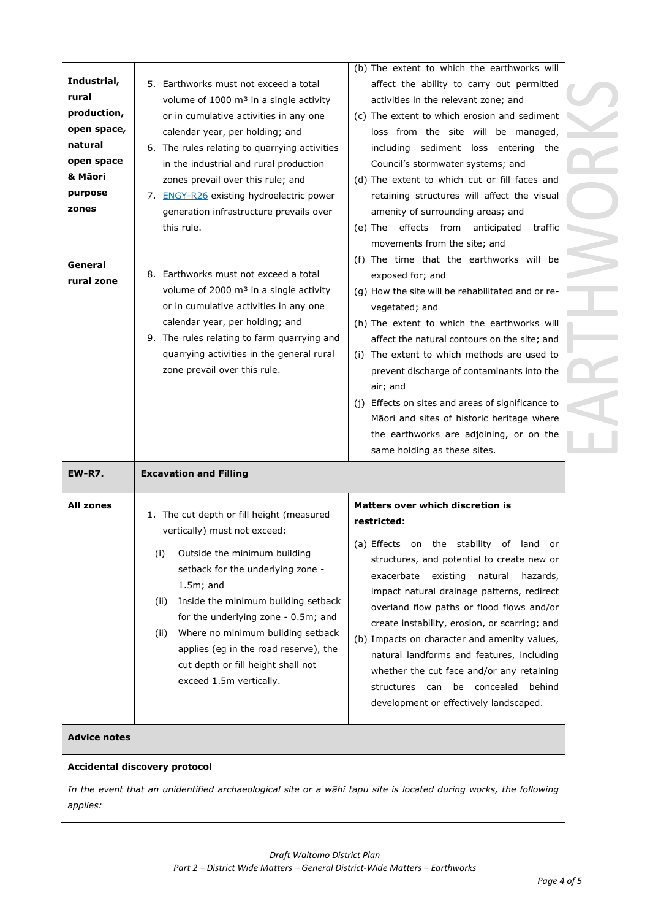| | | |
|---|---|---|
| **Industrial, rural production, open space, natural open space & Māori purpose zones** | 5. Earthworks must not exceed a total volume of 1000 m³ in a single activity or in cumulative activities in any one calendar year, per holding; and<br>6. The rules relating to quarrying activities in the industrial and rural production zones prevail over this rule; and<br>7. [ENGY-R26](#) existing hydroelectric power generation infrastructure prevails over this rule. | (b) The extent to which the earthworks will affect the ability to carry out permitted activities in the relevant zone; and<br>(c) The extent to which erosion and sediment loss from the site will be managed, including sediment loss entering the Council's stormwater systems; and<br>(d) The extent to which cut or fill faces and retaining structures will affect the visual amenity of surrounding areas; and<br>(e) The effects from anticipated traffic movements from the site; and<br>(f) The time that the earthworks will be exposed for; and<br>(g) How the site will be rehabilitated and or re-vegetated; and<br>(h) The extent to which the earthworks will affect the natural contours on the site; and<br>(i) The extent to which methods are used to prevent discharge of contaminants into the air; and<br>(j) Effects on sites and areas of significance to Māori and sites of historic heritage where the earthworks are adjoining, or on the same holding as these sites. |
| **General rural zone** | 8. Earthworks must not exceed a total volume of 2000 m³ in a single activity or in cumulative activities in any one calendar year, per holding; and<br>9. The rules relating to farm quarrying and quarrying activities in the general rural zone prevail over this rule. | |
| **EW-R7.** | **Excavation and Filling** | |
| **All zones** | 1. The cut depth or fill height (measured vertically) must not exceed:<br>(i) Outside the minimum building setback for the underlying zone - 1.5m; and<br>(ii) Inside the minimum building setback for the underlying zone - 0.5m; and<br>(ii) Where no minimum building setback applies (eg in the road reserve), the cut depth or fill height shall not exceed 1.5m vertically. | **Matters over which discretion is restricted:**<br>(a) Effects on the stability of land or structures, and potential to create new or exacerbate existing natural hazards, impact natural drainage patterns, redirect overland flow paths or flood flows and/or create instability, erosion, or scarring; and<br>(b) Impacts on character and amenity values, natural landforms and features, including whether the cut face and/or any retaining structures can be concealed behind development or effectively landscaped. |

**Advice notes**

**Accidental discovery protocol**

*In the event that an unidentified archaeological site or a wāhi tapu site is located during works, the following applies:*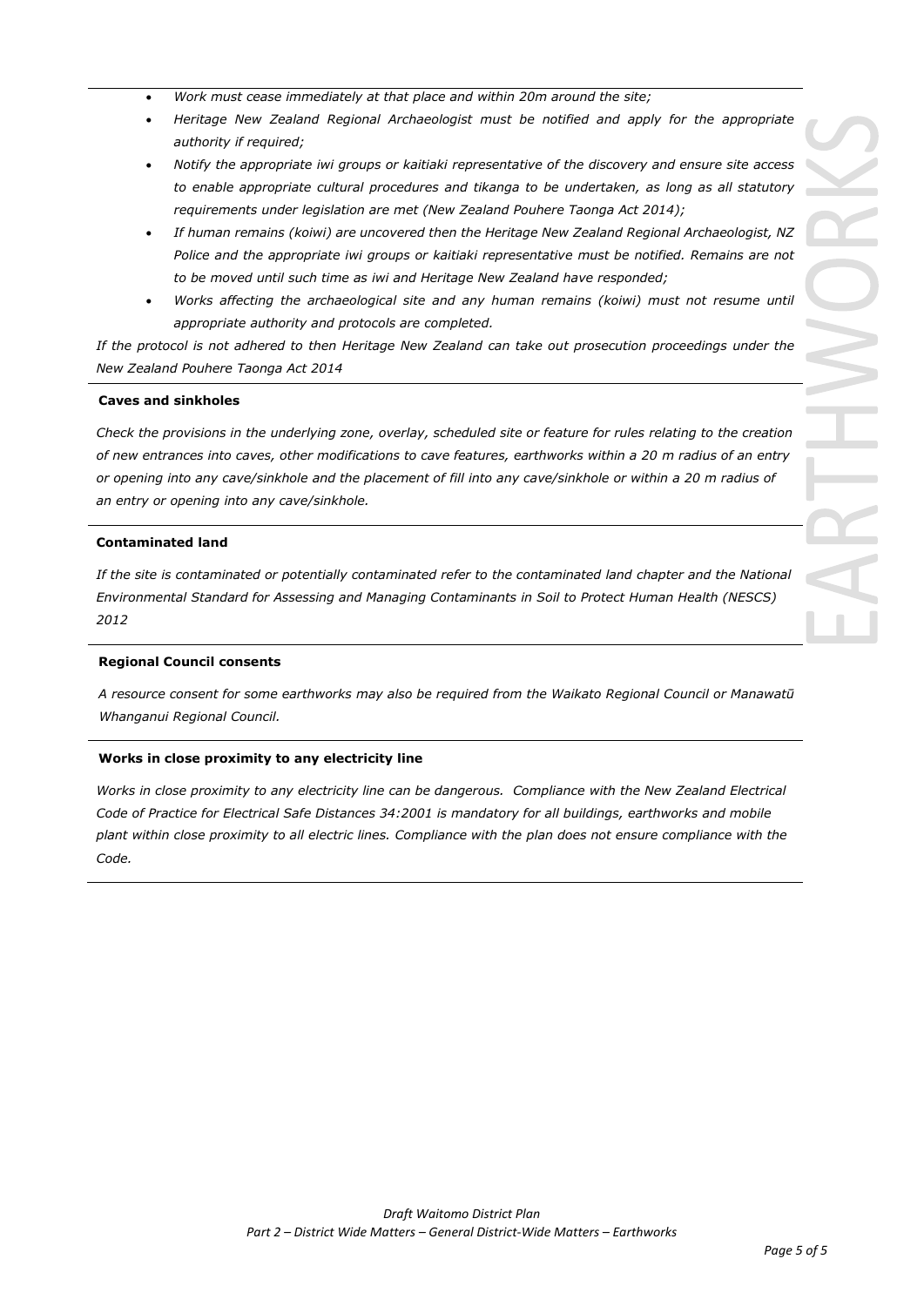- *Work must cease immediately at that place and within 20m around the site;*
- *Heritage New Zealand Regional Archaeologist must be notified and apply for the appropriate authority if required;*
- *Notify the appropriate iwi groups or kaitiaki representative of the discovery and ensure site access to enable appropriate cultural procedures and tikanga to be undertaken, as long as all statutory requirements under legislation are met (New Zealand Pouhere Taonga Act 2014);*
- *If human remains (koiwi) are uncovered then the Heritage New Zealand Regional Archaeologist, NZ Police and the appropriate iwi groups or kaitiaki representative must be notified. Remains are not to be moved until such time as iwi and Heritage New Zealand have responded;*
- *Works affecting the archaeological site and any human remains (koiwi) must not resume until appropriate authority and protocols are completed.*

*If the protocol is not adhered to then Heritage New Zealand can take out prosecution proceedings under the New Zealand Pouhere Taonga Act 2014*

**Caves and sinkholes**

*Check the provisions in the underlying zone, overlay, scheduled site or feature for rules relating to the creation of new entrances into caves, other modifications to cave features, earthworks within a 20 m radius of an entry or opening into any cave/sinkhole and the placement of fill into any cave/sinkhole or within a 20 m radius of an entry or opening into any cave/sinkhole.*

**Contaminated land**

*If the site is contaminated or potentially contaminated refer to the contaminated land chapter and the National Environmental Standard for Assessing and Managing Contaminants in Soil to Protect Human Health (NESCS) 2012*

**Regional Council consents**

*A resource consent for some earthworks may also be required from the Waikato Regional Council or Manawatū Whanganui Regional Council.*

**Works in close proximity to any electricity line**

*Works in close proximity to any electricity line can be dangerous. Compliance with the New Zealand Electrical Code of Practice for Electrical Safe Distances 34:2001 is mandatory for all buildings, earthworks and mobile plant within close proximity to all electric lines. Compliance with the plan does not ensure compliance with the Code.*